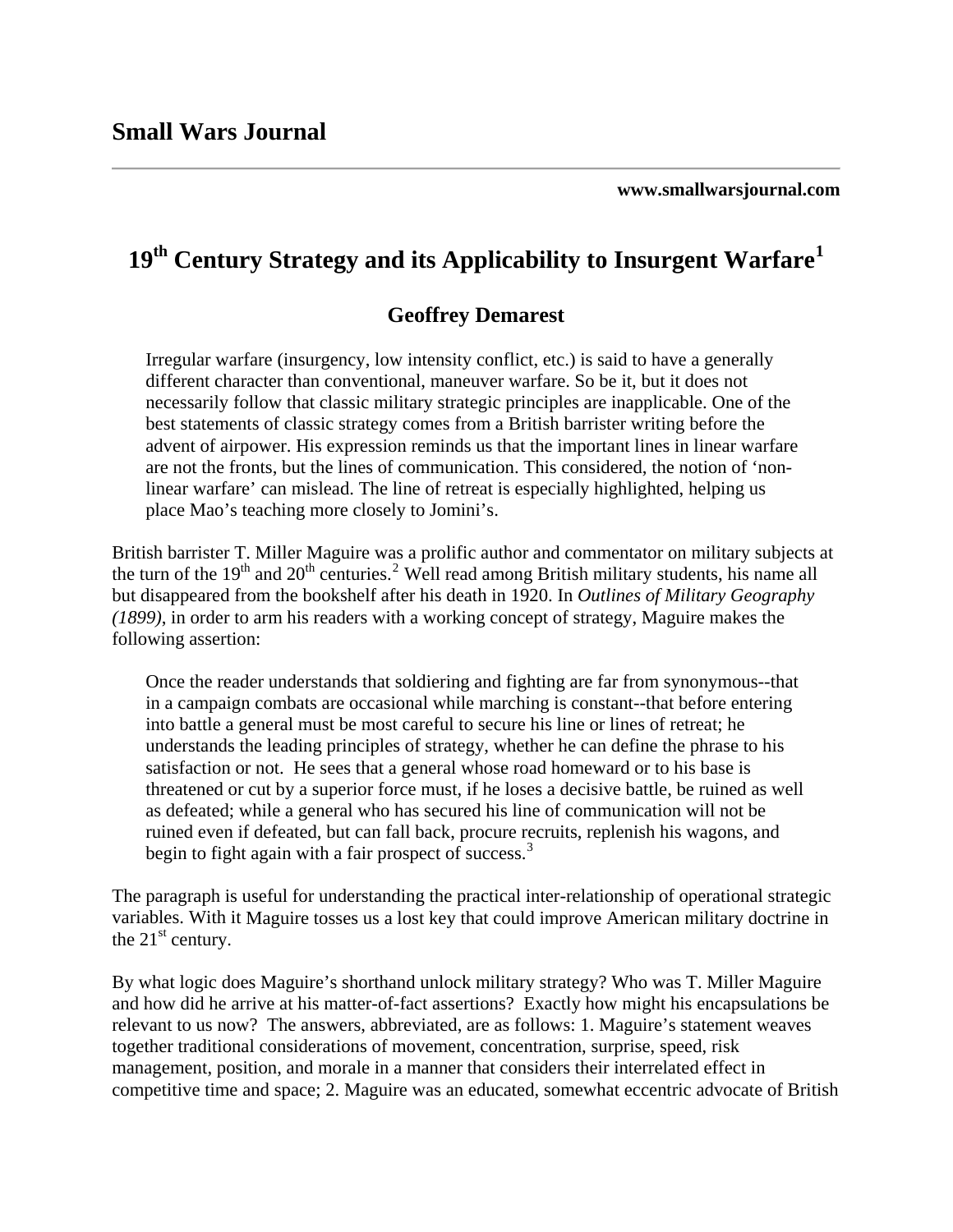# Small Wars Journal

**www.smallwarsjournal.com**

## 19th Century Strategy and its Applicability to Insurgent Warfare[1]

### Geoffrey Demarest

> Irregular warfare (insurgency, low intensity conflict, etc.) is said to have a generally different character than conventional, maneuver warfare. So be it, but it does not necessarily follow that classic military strategic principles are inapplicable. One of the best statements of classic strategy comes from a British barrister writing before the advent of airpower. His expression reminds us that the important lines in linear warfare are not the fronts, but the lines of communication. This considered, the notion of 'non-linear warfare' can mislead. The line of retreat is especially highlighted, helping us place Mao's teaching more closely to Jomini's.

British barrister T. Miller Maguire was a prolific author and commentator on military subjects at the turn of the 19th and 20th centuries.[2] Well read among British military students, his name all but disappeared from the bookshelf after his death in 1920. In *Outlines of Military Geography (1899)*, in order to arm his readers with a working concept of strategy, Maguire makes the following assertion:

> Once the reader understands that soldiering and fighting are far from synonymous--that in a campaign combats are occasional while marching is constant--that before entering into battle a general must be most careful to secure his line or lines of retreat; he understands the leading principles of strategy, whether he can define the phrase to his satisfaction or not. He sees that a general whose road homeward or to his base is threatened or cut by a superior force must, if he loses a decisive battle, be ruined as well as defeated; while a general who has secured his line of communication will not be ruined even if defeated, but can fall back, procure recruits, replenish his wagons, and begin to fight again with a fair prospect of success.[3]

The paragraph is useful for understanding the practical inter-relationship of operational strategic variables. With it Maguire tosses us a lost key that could improve American military doctrine in the 21st century.

By what logic does Maguire's shorthand unlock military strategy? Who was T. Miller Maguire and how did he arrive at his matter-of-fact assertions? Exactly how might his encapsulations be relevant to us now? The answers, abbreviated, are as follows: 1. Maguire's statement weaves together traditional considerations of movement, concentration, surprise, speed, risk management, position, and morale in a manner that considers their interrelated effect in competitive time and space; 2. Maguire was an educated, somewhat eccentric advocate of British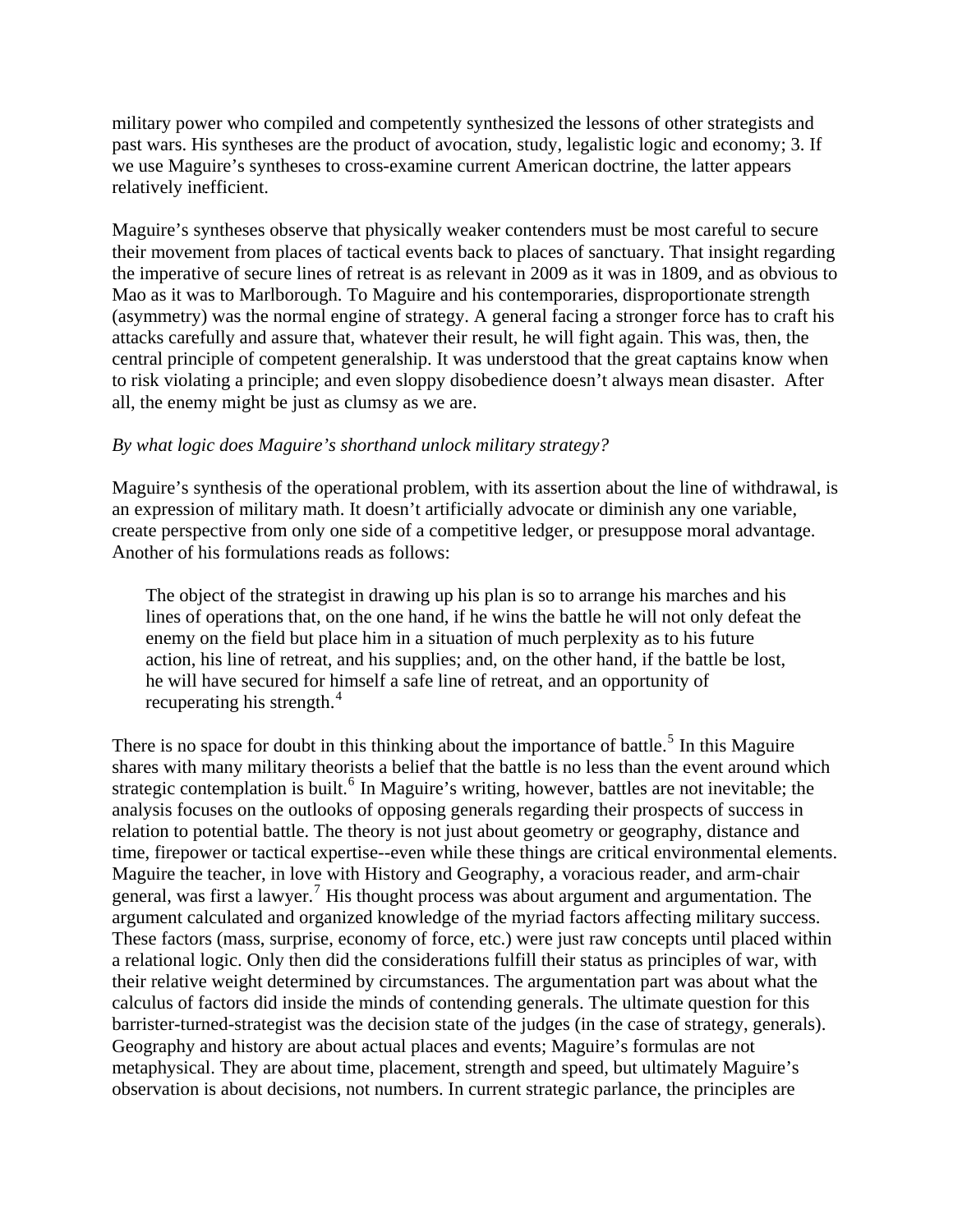military power who compiled and competently synthesized the lessons of other strategists and past wars. His syntheses are the product of avocation, study, legalistic logic and economy; 3. If we use Maguire's syntheses to cross-examine current American doctrine, the latter appears relatively inefficient.

Maguire's syntheses observe that physically weaker contenders must be most careful to secure their movement from places of tactical events back to places of sanctuary. That insight regarding the imperative of secure lines of retreat is as relevant in 2009 as it was in 1809, and as obvious to Mao as it was to Marlborough. To Maguire and his contemporaries, disproportionate strength (asymmetry) was the normal engine of strategy. A general facing a stronger force has to craft his attacks carefully and assure that, whatever their result, he will fight again. This was, then, the central principle of competent generalship. It was understood that the great captains know when to risk violating a principle; and even sloppy disobedience doesn't always mean disaster. After all, the enemy might be just as clumsy as we are.

*By what logic does Maguire's shorthand unlock military strategy?*

Maguire's synthesis of the operational problem, with its assertion about the line of withdrawal, is an expression of military math. It doesn't artificially advocate or diminish any one variable, create perspective from only one side of a competitive ledger, or presuppose moral advantage. Another of his formulations reads as follows:

> The object of the strategist in drawing up his plan is so to arrange his marches and his lines of operations that, on the one hand, if he wins the battle he will not only defeat the enemy on the field but place him in a situation of much perplexity as to his future action, his line of retreat, and his supplies; and, on the other hand, if the battle be lost, he will have secured for himself a safe line of retreat, and an opportunity of recuperating his strength.[4]

There is no space for doubt in this thinking about the importance of battle.[5] In this Maguire shares with many military theorists a belief that the battle is no less than the event around which strategic contemplation is built.[6] In Maguire's writing, however, battles are not inevitable; the analysis focuses on the outlooks of opposing generals regarding their prospects of success in relation to potential battle. The theory is not just about geometry or geography, distance and time, firepower or tactical expertise--even while these things are critical environmental elements. Maguire the teacher, in love with History and Geography, a voracious reader, and arm-chair general, was first a lawyer.[7] His thought process was about argument and argumentation. The argument calculated and organized knowledge of the myriad factors affecting military success. These factors (mass, surprise, economy of force, etc.) were just raw concepts until placed within a relational logic. Only then did the considerations fulfill their status as principles of war, with their relative weight determined by circumstances. The argumentation part was about what the calculus of factors did inside the minds of contending generals. The ultimate question for this barrister-turned-strategist was the decision state of the judges (in the case of strategy, generals). Geography and history are about actual places and events; Maguire's formulas are not metaphysical. They are about time, placement, strength and speed, but ultimately Maguire's observation is about decisions, not numbers. In current strategic parlance, the principles are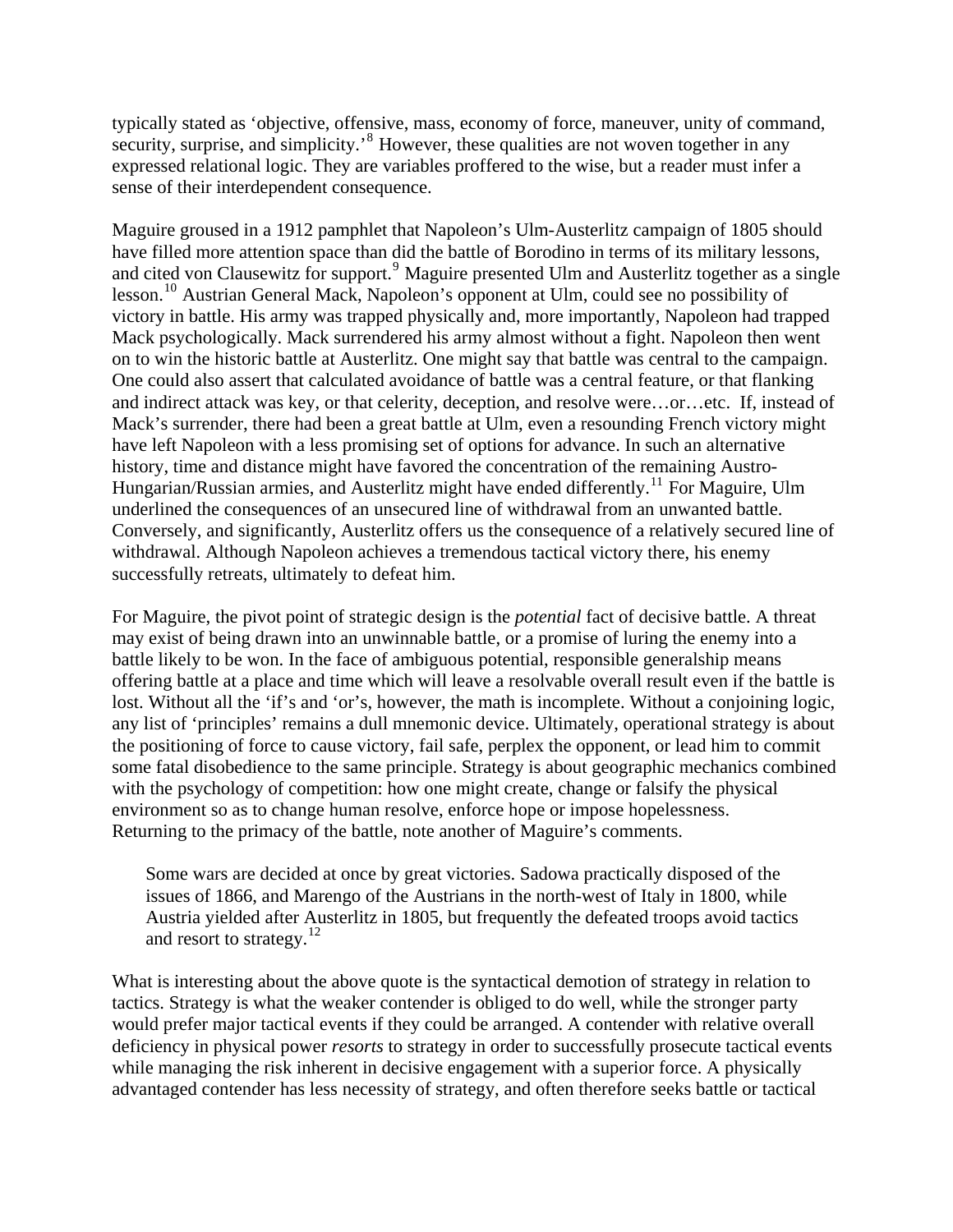typically stated as 'objective, offensive, mass, economy of force, maneuver, unity of command, security, surprise, and simplicity.'[8] However, these qualities are not woven together in any expressed relational logic. They are variables proffered to the wise, but a reader must infer a sense of their interdependent consequence.

Maguire groused in a 1912 pamphlet that Napoleon's Ulm-Austerlitz campaign of 1805 should have filled more attention space than did the battle of Borodino in terms of its military lessons, and cited von Clausewitz for support.[9] Maguire presented Ulm and Austerlitz together as a single lesson.[10] Austrian General Mack, Napoleon's opponent at Ulm, could see no possibility of victory in battle. His army was trapped physically and, more importantly, Napoleon had trapped Mack psychologically. Mack surrendered his army almost without a fight. Napoleon then went on to win the historic battle at Austerlitz. One might say that battle was central to the campaign. One could also assert that calculated avoidance of battle was a central feature, or that flanking and indirect attack was key, or that celerity, deception, and resolve were…or…etc. If, instead of Mack's surrender, there had been a great battle at Ulm, even a resounding French victory might have left Napoleon with a less promising set of options for advance. In such an alternative history, time and distance might have favored the concentration of the remaining Austro-Hungarian/Russian armies, and Austerlitz might have ended differently.[11] For Maguire, Ulm underlined the consequences of an unsecured line of withdrawal from an unwanted battle. Conversely, and significantly, Austerlitz offers us the consequence of a relatively secured line of withdrawal. Although Napoleon achieves a tremendous tactical victory there, his enemy successfully retreats, ultimately to defeat him.

For Maguire, the pivot point of strategic design is the *potential* fact of decisive battle. A threat may exist of being drawn into an unwinnable battle, or a promise of luring the enemy into a battle likely to be won. In the face of ambiguous potential, responsible generalship means offering battle at a place and time which will leave a resolvable overall result even if the battle is lost. Without all the 'if's and 'or's, however, the math is incomplete. Without a conjoining logic, any list of 'principles' remains a dull mnemonic device. Ultimately, operational strategy is about the positioning of force to cause victory, fail safe, perplex the opponent, or lead him to commit some fatal disobedience to the same principle. Strategy is about geographic mechanics combined with the psychology of competition: how one might create, change or falsify the physical environment so as to change human resolve, enforce hope or impose hopelessness.
Returning to the primacy of the battle, note another of Maguire's comments.

> Some wars are decided at once by great victories. Sadowa practically disposed of the issues of 1866, and Marengo of the Austrians in the north-west of Italy in 1800, while Austria yielded after Austerlitz in 1805, but frequently the defeated troops avoid tactics and resort to strategy.[12]

What is interesting about the above quote is the syntactical demotion of strategy in relation to tactics. Strategy is what the weaker contender is obliged to do well, while the stronger party would prefer major tactical events if they could be arranged. A contender with relative overall deficiency in physical power *resorts* to strategy in order to successfully prosecute tactical events while managing the risk inherent in decisive engagement with a superior force. A physically advantaged contender has less necessity of strategy, and often therefore seeks battle or tactical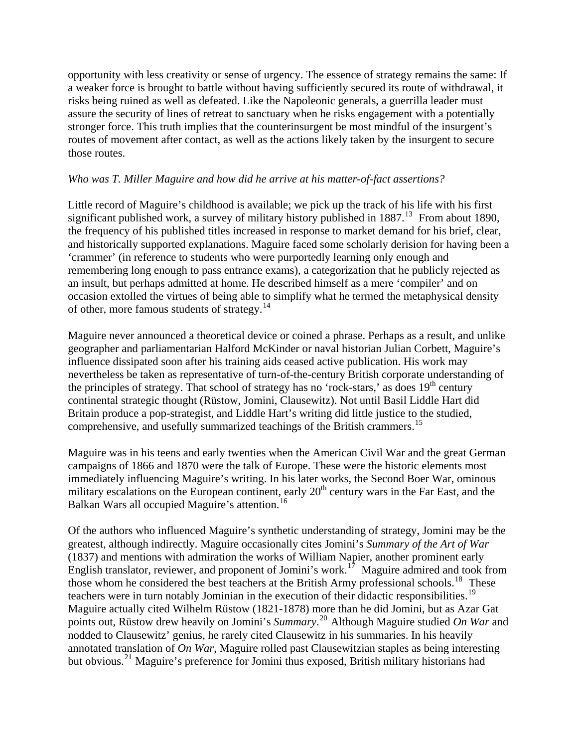opportunity with less creativity or sense of urgency. The essence of strategy remains the same: If a weaker force is brought to battle without having sufficiently secured its route of withdrawal, it risks being ruined as well as defeated. Like the Napoleonic generals, a guerrilla leader must assure the security of lines of retreat to sanctuary when he risks engagement with a potentially stronger force. This truth implies that the counterinsurgent be most mindful of the insurgent's routes of movement after contact, as well as the actions likely taken by the insurgent to secure those routes.

*Who was T. Miller Maguire and how did he arrive at his matter-of-fact assertions?*

Little record of Maguire's childhood is available; we pick up the track of his life with his first significant published work, a survey of military history published in 1887.[13] From about 1890, the frequency of his published titles increased in response to market demand for his brief, clear, and historically supported explanations. Maguire faced some scholarly derision for having been a 'crammer' (in reference to students who were purportedly learning only enough and remembering long enough to pass entrance exams), a categorization that he publicly rejected as an insult, but perhaps admitted at home. He described himself as a mere 'compiler' and on occasion extolled the virtues of being able to simplify what he termed the metaphysical density of other, more famous students of strategy.[14]

Maguire never announced a theoretical device or coined a phrase. Perhaps as a result, and unlike geographer and parliamentarian Halford McKinder or naval historian Julian Corbett, Maguire's influence dissipated soon after his training aids ceased active publication. His work may nevertheless be taken as representative of turn-of-the-century British corporate understanding of the principles of strategy. That school of strategy has no 'rock-stars,' as does 19th century continental strategic thought (Rüstow, Jomini, Clausewitz). Not until Basil Liddle Hart did Britain produce a pop-strategist, and Liddle Hart's writing did little justice to the studied, comprehensive, and usefully summarized teachings of the British crammers.[15]

Maguire was in his teens and early twenties when the American Civil War and the great German campaigns of 1866 and 1870 were the talk of Europe. These were the historic elements most immediately influencing Maguire's writing. In his later works, the Second Boer War, ominous military escalations on the European continent, early 20th century wars in the Far East, and the Balkan Wars all occupied Maguire's attention.[16]

Of the authors who influenced Maguire's synthetic understanding of strategy, Jomini may be the greatest, although indirectly. Maguire occasionally cites Jomini's *Summary of the Art of War* (1837) and mentions with admiration the works of William Napier, another prominent early English translator, reviewer, and proponent of Jomini's work.[17] Maguire admired and took from those whom he considered the best teachers at the British Army professional schools.[18] These teachers were in turn notably Jominian in the execution of their didactic responsibilities.[19] Maguire actually cited Wilhelm Rüstow (1821-1878) more than he did Jomini, but as Azar Gat points out, Rüstow drew heavily on Jomini's *Summary*.[20] Although Maguire studied *On War* and nodded to Clausewitz' genius, he rarely cited Clausewitz in his summaries. In his heavily annotated translation of *On War*, Maguire rolled past Clausewitzian staples as being interesting but obvious.[21] Maguire's preference for Jomini thus exposed, British military historians had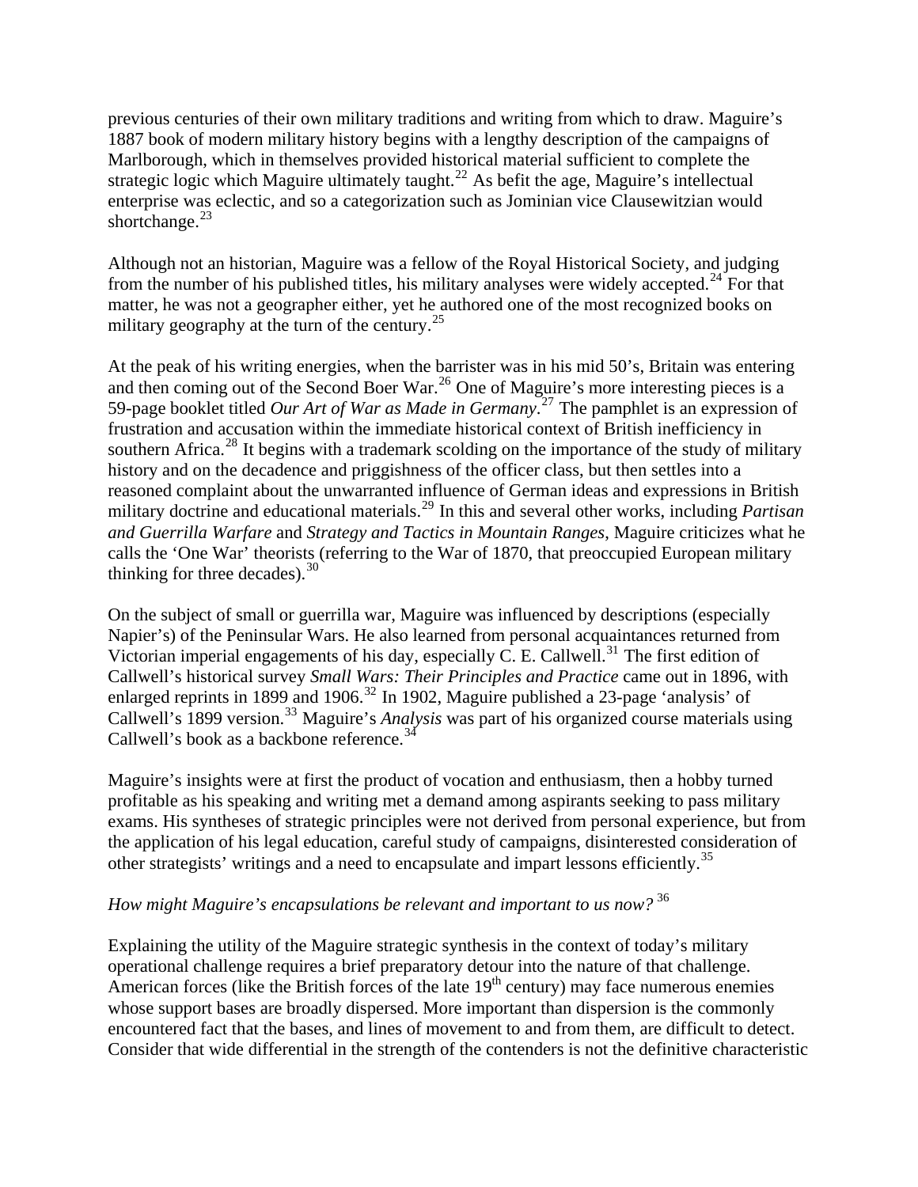previous centuries of their own military traditions and writing from which to draw. Maguire's 1887 book of modern military history begins with a lengthy description of the campaigns of Marlborough, which in themselves provided historical material sufficient to complete the strategic logic which Maguire ultimately taught.[22] As befit the age, Maguire's intellectual enterprise was eclectic, and so a categorization such as Jominian vice Clausewitzian would shortchange.[23]

Although not an historian, Maguire was a fellow of the Royal Historical Society, and judging from the number of his published titles, his military analyses were widely accepted.[24] For that matter, he was not a geographer either, yet he authored one of the most recognized books on military geography at the turn of the century.[25]

At the peak of his writing energies, when the barrister was in his mid 50's, Britain was entering and then coming out of the Second Boer War.[26] One of Maguire's more interesting pieces is a 59-page booklet titled *Our Art of War as Made in Germany*.[27] The pamphlet is an expression of frustration and accusation within the immediate historical context of British inefficiency in southern Africa.[28] It begins with a trademark scolding on the importance of the study of military history and on the decadence and priggishness of the officer class, but then settles into a reasoned complaint about the unwarranted influence of German ideas and expressions in British military doctrine and educational materials.[29] In this and several other works, including *Partisan and Guerrilla Warfare* and *Strategy and Tactics in Mountain Ranges*, Maguire criticizes what he calls the 'One War' theorists (referring to the War of 1870, that preoccupied European military thinking for three decades).[30]

On the subject of small or guerrilla war, Maguire was influenced by descriptions (especially Napier's) of the Peninsular Wars. He also learned from personal acquaintances returned from Victorian imperial engagements of his day, especially C. E. Callwell.[31] The first edition of Callwell's historical survey *Small Wars: Their Principles and Practice* came out in 1896, with enlarged reprints in 1899 and 1906.[32] In 1902, Maguire published a 23-page 'analysis' of Callwell's 1899 version.[33] Maguire's *Analysis* was part of his organized course materials using Callwell's book as a backbone reference.[34]

Maguire's insights were at first the product of vocation and enthusiasm, then a hobby turned profitable as his speaking and writing met a demand among aspirants seeking to pass military exams. His syntheses of strategic principles were not derived from personal experience, but from the application of his legal education, careful study of campaigns, disinterested consideration of other strategists' writings and a need to encapsulate and impart lessons efficiently.[35]

*How might Maguire's encapsulations be relevant and important to us now?*[36]

Explaining the utility of the Maguire strategic synthesis in the context of today's military operational challenge requires a brief preparatory detour into the nature of that challenge. American forces (like the British forces of the late 19th century) may face numerous enemies whose support bases are broadly dispersed. More important than dispersion is the commonly encountered fact that the bases, and lines of movement to and from them, are difficult to detect. Consider that wide differential in the strength of the contenders is not the definitive characteristic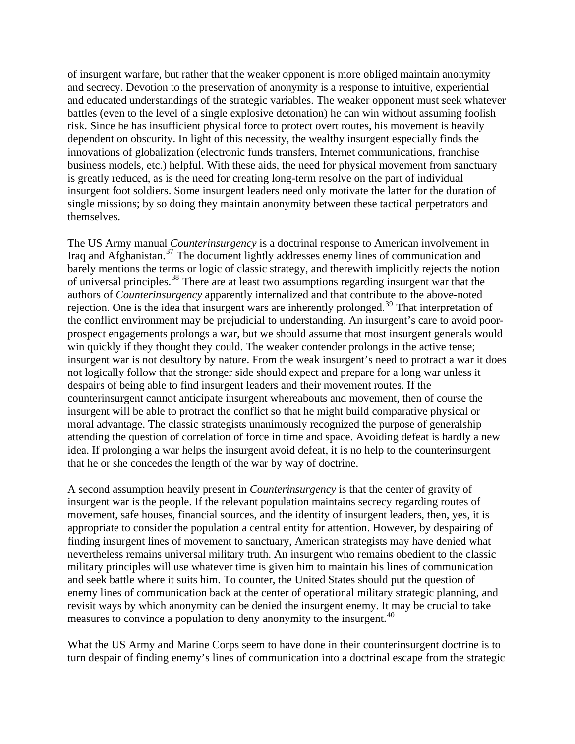of insurgent warfare, but rather that the weaker opponent is more obliged maintain anonymity and secrecy. Devotion to the preservation of anonymity is a response to intuitive, experiential and educated understandings of the strategic variables. The weaker opponent must seek whatever battles (even to the level of a single explosive detonation) he can win without assuming foolish risk. Since he has insufficient physical force to protect overt routes, his movement is heavily dependent on obscurity. In light of this necessity, the wealthy insurgent especially finds the innovations of globalization (electronic funds transfers, Internet communications, franchise business models, etc.) helpful. With these aids, the need for physical movement from sanctuary is greatly reduced, as is the need for creating long-term resolve on the part of individual insurgent foot soldiers. Some insurgent leaders need only motivate the latter for the duration of single missions; by so doing they maintain anonymity between these tactical perpetrators and themselves.

The US Army manual *Counterinsurgency* is a doctrinal response to American involvement in Iraq and Afghanistan.[37] The document lightly addresses enemy lines of communication and barely mentions the terms or logic of classic strategy, and therewith implicitly rejects the notion of universal principles.[38] There are at least two assumptions regarding insurgent war that the authors of *Counterinsurgency* apparently internalized and that contribute to the above-noted rejection. One is the idea that insurgent wars are inherently prolonged.[39] That interpretation of the conflict environment may be prejudicial to understanding. An insurgent's care to avoid poor-prospect engagements prolongs a war, but we should assume that most insurgent generals would win quickly if they thought they could. The weaker contender prolongs in the active tense; insurgent war is not desultory by nature. From the weak insurgent's need to protract a war it does not logically follow that the stronger side should expect and prepare for a long war unless it despairs of being able to find insurgent leaders and their movement routes. If the counterinsurgent cannot anticipate insurgent whereabouts and movement, then of course the insurgent will be able to protract the conflict so that he might build comparative physical or moral advantage. The classic strategists unanimously recognized the purpose of generalship attending the question of correlation of force in time and space. Avoiding defeat is hardly a new idea. If prolonging a war helps the insurgent avoid defeat, it is no help to the counterinsurgent that he or she concedes the length of the war by way of doctrine.

A second assumption heavily present in *Counterinsurgency* is that the center of gravity of insurgent war is the people. If the relevant population maintains secrecy regarding routes of movement, safe houses, financial sources, and the identity of insurgent leaders, then, yes, it is appropriate to consider the population a central entity for attention. However, by despairing of finding insurgent lines of movement to sanctuary, American strategists may have denied what nevertheless remains universal military truth. An insurgent who remains obedient to the classic military principles will use whatever time is given him to maintain his lines of communication and seek battle where it suits him. To counter, the United States should put the question of enemy lines of communication back at the center of operational military strategic planning, and revisit ways by which anonymity can be denied the insurgent enemy. It may be crucial to take measures to convince a population to deny anonymity to the insurgent.[40]

What the US Army and Marine Corps seem to have done in their counterinsurgent doctrine is to turn despair of finding enemy's lines of communication into a doctrinal escape from the strategic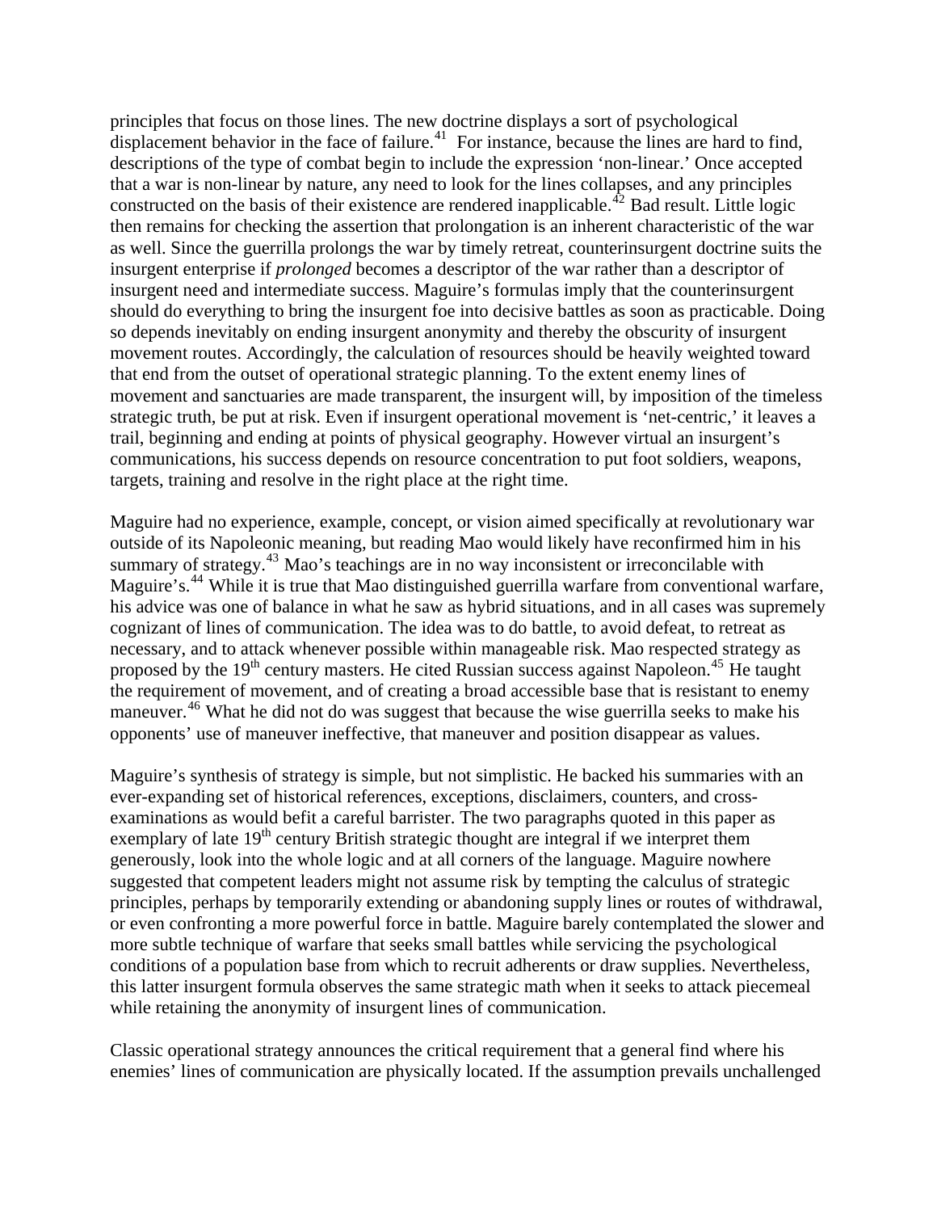principles that focus on those lines. The new doctrine displays a sort of psychological displacement behavior in the face of failure.[41] For instance, because the lines are hard to find, descriptions of the type of combat begin to include the expression 'non-linear.' Once accepted that a war is non-linear by nature, any need to look for the lines collapses, and any principles constructed on the basis of their existence are rendered inapplicable.[42] Bad result. Little logic then remains for checking the assertion that prolongation is an inherent characteristic of the war as well. Since the guerrilla prolongs the war by timely retreat, counterinsurgent doctrine suits the insurgent enterprise if *prolonged* becomes a descriptor of the war rather than a descriptor of insurgent need and intermediate success. Maguire's formulas imply that the counterinsurgent should do everything to bring the insurgent foe into decisive battles as soon as practicable. Doing so depends inevitably on ending insurgent anonymity and thereby the obscurity of insurgent movement routes. Accordingly, the calculation of resources should be heavily weighted toward that end from the outset of operational strategic planning. To the extent enemy lines of movement and sanctuaries are made transparent, the insurgent will, by imposition of the timeless strategic truth, be put at risk. Even if insurgent operational movement is 'net-centric,' it leaves a trail, beginning and ending at points of physical geography. However virtual an insurgent's communications, his success depends on resource concentration to put foot soldiers, weapons, targets, training and resolve in the right place at the right time.

Maguire had no experience, example, concept, or vision aimed specifically at revolutionary war outside of its Napoleonic meaning, but reading Mao would likely have reconfirmed him in his summary of strategy.[43] Mao's teachings are in no way inconsistent or irreconcilable with Maguire's.[44] While it is true that Mao distinguished guerrilla warfare from conventional warfare, his advice was one of balance in what he saw as hybrid situations, and in all cases was supremely cognizant of lines of communication. The idea was to do battle, to avoid defeat, to retreat as necessary, and to attack whenever possible within manageable risk. Mao respected strategy as proposed by the 19th century masters. He cited Russian success against Napoleon.[45] He taught the requirement of movement, and of creating a broad accessible base that is resistant to enemy maneuver.[46] What he did not do was suggest that because the wise guerrilla seeks to make his opponents' use of maneuver ineffective, that maneuver and position disappear as values.

Maguire's synthesis of strategy is simple, but not simplistic. He backed his summaries with an ever-expanding set of historical references, exceptions, disclaimers, counters, and cross-examinations as would befit a careful barrister. The two paragraphs quoted in this paper as exemplary of late 19th century British strategic thought are integral if we interpret them generously, look into the whole logic and at all corners of the language. Maguire nowhere suggested that competent leaders might not assume risk by tempting the calculus of strategic principles, perhaps by temporarily extending or abandoning supply lines or routes of withdrawal, or even confronting a more powerful force in battle. Maguire barely contemplated the slower and more subtle technique of warfare that seeks small battles while servicing the psychological conditions of a population base from which to recruit adherents or draw supplies. Nevertheless, this latter insurgent formula observes the same strategic math when it seeks to attack piecemeal while retaining the anonymity of insurgent lines of communication.

Classic operational strategy announces the critical requirement that a general find where his enemies' lines of communication are physically located. If the assumption prevails unchallenged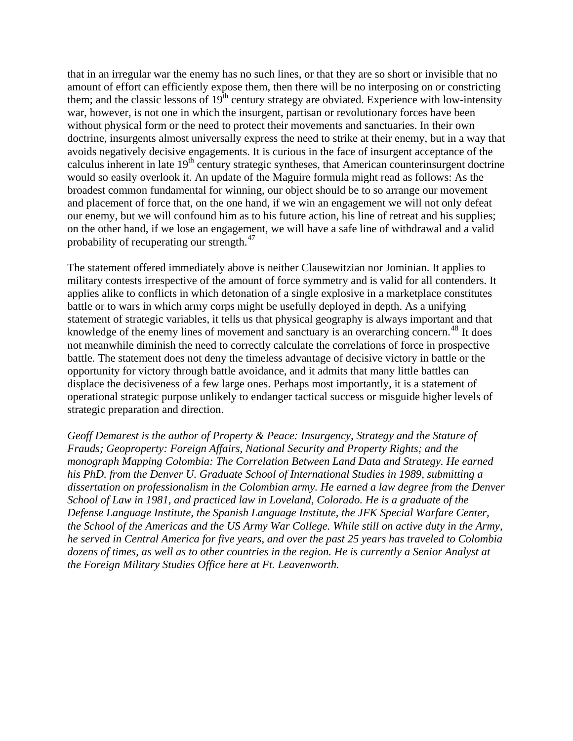that in an irregular war the enemy has no such lines, or that they are so short or invisible that no amount of effort can efficiently expose them, then there will be no interposing on or constricting them; and the classic lessons of 19th century strategy are obviated. Experience with low-intensity war, however, is not one in which the insurgent, partisan or revolutionary forces have been without physical form or the need to protect their movements and sanctuaries. In their own doctrine, insurgents almost universally express the need to strike at their enemy, but in a way that avoids negatively decisive engagements. It is curious in the face of insurgent acceptance of the calculus inherent in late 19th century strategic syntheses, that American counterinsurgent doctrine would so easily overlook it. An update of the Maguire formula might read as follows: As the broadest common fundamental for winning, our object should be to so arrange our movement and placement of force that, on the one hand, if we win an engagement we will not only defeat our enemy, but we will confound him as to his future action, his line of retreat and his supplies; on the other hand, if we lose an engagement, we will have a safe line of withdrawal and a valid probability of recuperating our strength.[47]

The statement offered immediately above is neither Clausewitzian nor Jominian. It applies to military contests irrespective of the amount of force symmetry and is valid for all contenders. It applies alike to conflicts in which detonation of a single explosive in a marketplace constitutes battle or to wars in which army corps might be usefully deployed in depth. As a unifying statement of strategic variables, it tells us that physical geography is always important and that knowledge of the enemy lines of movement and sanctuary is an overarching concern.[48] It does not meanwhile diminish the need to correctly calculate the correlations of force in prospective battle. The statement does not deny the timeless advantage of decisive victory in battle or the opportunity for victory through battle avoidance, and it admits that many little battles can displace the decisiveness of a few large ones. Perhaps most importantly, it is a statement of operational strategic purpose unlikely to endanger tactical success or misguide higher levels of strategic preparation and direction.

*Geoff Demarest is the author of Property & Peace: Insurgency, Strategy and the Stature of Frauds; Geoproperty: Foreign Affairs, National Security and Property Rights; and the monograph Mapping Colombia: The Correlation Between Land Data and Strategy. He earned his PhD. from the Denver U. Graduate School of International Studies in 1989, submitting a dissertation on professionalism in the Colombian army. He earned a law degree from the Denver School of Law in 1981, and practiced law in Loveland, Colorado. He is a graduate of the Defense Language Institute, the Spanish Language Institute, the JFK Special Warfare Center, the School of the Americas and the US Army War College. While still on active duty in the Army, he served in Central America for five years, and over the past 25 years has traveled to Colombia dozens of times, as well as to other countries in the region. He is currently a Senior Analyst at the Foreign Military Studies Office here at Ft. Leavenworth.*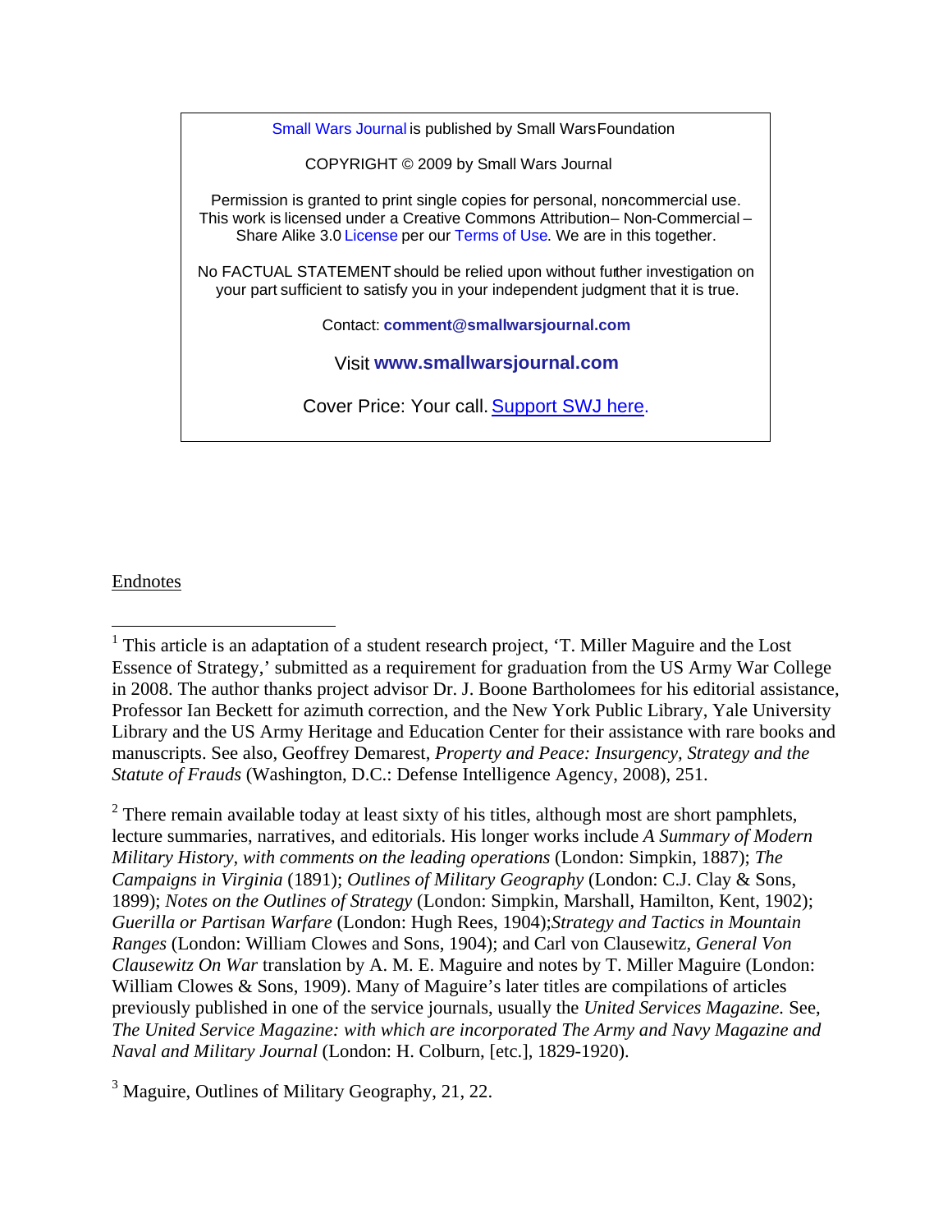Small Wars Journal is published by Small Wars Foundation

COPYRIGHT © 2009 by Small Wars Journal

Permission is granted to print single copies for personal, non-commercial use. This work is licensed under a Creative Commons Attribution – Non-Commercial – Share Alike 3.0 License per our Terms of Use. We are in this together.

No FACTUAL STATEMENT should be relied upon without further investigation on your part sufficient to satisfy you in your independent judgment that it is true.

Contact: **comment@smallwarsjournal.com**

Visit **www.smallwarsjournal.com**

Cover Price: Your call. Support SWJ here.

Endnotes

[1] This article is an adaptation of a student research project, 'T. Miller Maguire and the Lost Essence of Strategy,' submitted as a requirement for graduation from the US Army War College in 2008. The author thanks project advisor Dr. J. Boone Bartholomees for his editorial assistance, Professor Ian Beckett for azimuth correction, and the New York Public Library, Yale University Library and the US Army Heritage and Education Center for their assistance with rare books and manuscripts. See also, Geoffrey Demarest, *Property and Peace: Insurgency, Strategy and the Statute of Frauds* (Washington, D.C.: Defense Intelligence Agency, 2008), 251.

[2] There remain available today at least sixty of his titles, although most are short pamphlets, lecture summaries, narratives, and editorials. His longer works include *A Summary of Modern Military History, with comments on the leading operations* (London: Simpkin, 1887); *The Campaigns in Virginia* (1891); *Outlines of Military Geography* (London: C.J. Clay & Sons, 1899); *Notes on the Outlines of Strategy* (London: Simpkin, Marshall, Hamilton, Kent, 1902); *Guerilla or Partisan Warfare* (London: Hugh Rees, 1904);*Strategy and Tactics in Mountain Ranges* (London: William Clowes and Sons, 1904); and Carl von Clausewitz, *General Von Clausewitz On War* translation by A. M. E. Maguire and notes by T. Miller Maguire (London: William Clowes & Sons, 1909). Many of Maguire's later titles are compilations of articles previously published in one of the service journals, usually the *United Services Magazine.* See, *The United Service Magazine: with which are incorporated The Army and Navy Magazine and Naval and Military Journal* (London: H. Colburn, [etc.], 1829-1920).

[3] Maguire, Outlines of Military Geography, 21, 22.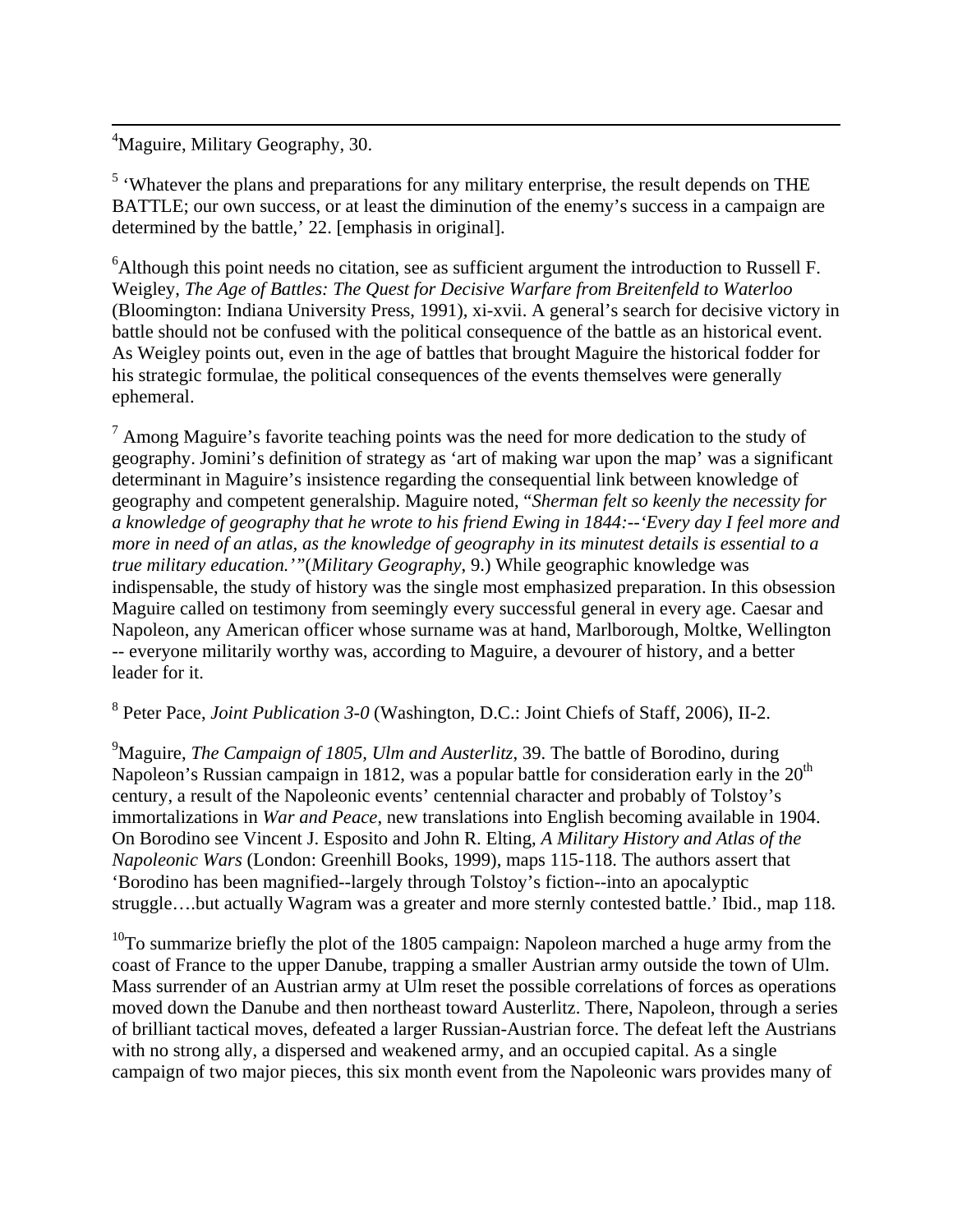[4]Maguire, Military Geography, 30.

[5] 'Whatever the plans and preparations for any military enterprise, the result depends on THE BATTLE; our own success, or at least the diminution of the enemy's success in a campaign are determined by the battle,' 22. [emphasis in original].

[6]Although this point needs no citation, see as sufficient argument the introduction to Russell F. Weigley, *The Age of Battles: The Quest for Decisive Warfare from Breitenfeld to Waterloo* (Bloomington: Indiana University Press, 1991), xi-xvii. A general's search for decisive victory in battle should not be confused with the political consequence of the battle as an historical event. As Weigley points out, even in the age of battles that brought Maguire the historical fodder for his strategic formulae, the political consequences of the events themselves were generally ephemeral.

[7] Among Maguire's favorite teaching points was the need for more dedication to the study of geography. Jomini's definition of strategy as 'art of making war upon the map' was a significant determinant in Maguire's insistence regarding the consequential link between knowledge of geography and competent generalship. Maguire noted, "*Sherman felt so keenly the necessity for a knowledge of geography that he wrote to his friend Ewing in 1844:--'Every day I feel more and more in need of an atlas, as the knowledge of geography in its minutest details is essential to a true military education.'*"(*Military Geography*, 9.) While geographic knowledge was indispensable, the study of history was the single most emphasized preparation. In this obsession Maguire called on testimony from seemingly every successful general in every age. Caesar and Napoleon, any American officer whose surname was at hand, Marlborough, Moltke, Wellington -- everyone militarily worthy was, according to Maguire, a devourer of history, and a better leader for it.

[8] Peter Pace, *Joint Publication 3-0* (Washington, D.C.: Joint Chiefs of Staff, 2006), II-2.

[9]Maguire, *The Campaign of 1805, Ulm and Austerlitz*, 39. The battle of Borodino, during Napoleon's Russian campaign in 1812, was a popular battle for consideration early in the 20th century, a result of the Napoleonic events' centennial character and probably of Tolstoy's immortalizations in *War and Peace*, new translations into English becoming available in 1904. On Borodino see Vincent J. Esposito and John R. Elting, *A Military History and Atlas of the Napoleonic Wars* (London: Greenhill Books, 1999), maps 115-118. The authors assert that 'Borodino has been magnified--largely through Tolstoy's fiction--into an apocalyptic struggle….but actually Wagram was a greater and more sternly contested battle.' Ibid., map 118.

[10]To summarize briefly the plot of the 1805 campaign: Napoleon marched a huge army from the coast of France to the upper Danube, trapping a smaller Austrian army outside the town of Ulm. Mass surrender of an Austrian army at Ulm reset the possible correlations of forces as operations moved down the Danube and then northeast toward Austerlitz. There, Napoleon, through a series of brilliant tactical moves, defeated a larger Russian-Austrian force. The defeat left the Austrians with no strong ally, a dispersed and weakened army, and an occupied capital. As a single campaign of two major pieces, this six month event from the Napoleonic wars provides many of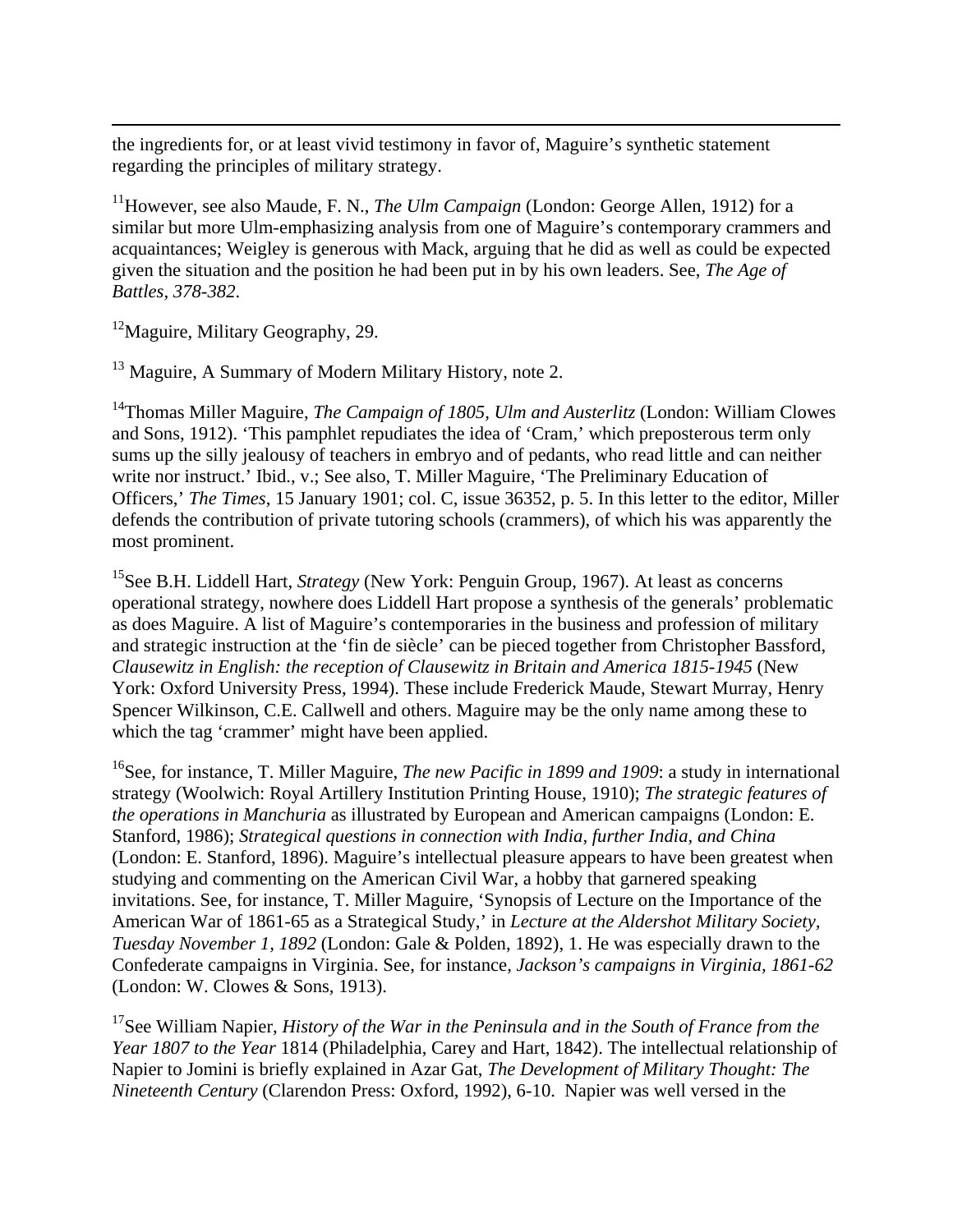the ingredients for, or at least vivid testimony in favor of, Maguire's synthetic statement regarding the principles of military strategy.

[11]However, see also Maude, F. N., *The Ulm Campaign* (London: George Allen, 1912) for a similar but more Ulm-emphasizing analysis from one of Maguire's contemporary crammers and acquaintances; Weigley is generous with Mack, arguing that he did as well as could be expected given the situation and the position he had been put in by his own leaders. See, *The Age of Battles, 378-382*.

[12]Maguire, Military Geography, 29.

[13] Maguire, A Summary of Modern Military History, note 2.

[14]Thomas Miller Maguire, *The Campaign of 1805, Ulm and Austerlitz* (London: William Clowes and Sons, 1912). 'This pamphlet repudiates the idea of 'Cram,' which preposterous term only sums up the silly jealousy of teachers in embryo and of pedants, who read little and can neither write nor instruct.' Ibid., v.; See also, T. Miller Maguire, 'The Preliminary Education of Officers,' *The Times*, 15 January 1901; col. C, issue 36352, p. 5. In this letter to the editor, Miller defends the contribution of private tutoring schools (crammers), of which his was apparently the most prominent.

[15]See B.H. Liddell Hart, *Strategy* (New York: Penguin Group, 1967). At least as concerns operational strategy, nowhere does Liddell Hart propose a synthesis of the generals' problematic as does Maguire. A list of Maguire's contemporaries in the business and profession of military and strategic instruction at the 'fin de siècle' can be pieced together from Christopher Bassford, *Clausewitz in English: the reception of Clausewitz in Britain and America 1815-1945* (New York: Oxford University Press, 1994). These include Frederick Maude, Stewart Murray, Henry Spencer Wilkinson, C.E. Callwell and others. Maguire may be the only name among these to which the tag 'crammer' might have been applied.

[16]See, for instance, T. Miller Maguire, *The new Pacific in 1899 and 1909*: a study in international strategy (Woolwich: Royal Artillery Institution Printing House, 1910); *The strategic features of the operations in Manchuria* as illustrated by European and American campaigns (London: E. Stanford, 1986); *Strategical questions in connection with India, further India, and China* (London: E. Stanford, 1896). Maguire's intellectual pleasure appears to have been greatest when studying and commenting on the American Civil War, a hobby that garnered speaking invitations. See, for instance, T. Miller Maguire, 'Synopsis of Lecture on the Importance of the American War of 1861-65 as a Strategical Study,' in *Lecture at the Aldershot Military Society, Tuesday November 1, 1892* (London: Gale & Polden, 1892), 1. He was especially drawn to the Confederate campaigns in Virginia. See, for instance, *Jackson's campaigns in Virginia, 1861-62* (London: W. Clowes & Sons, 1913).

[17]See William Napier, *History of the War in the Peninsula and in the South of France from the Year 1807 to the Year* 1814 (Philadelphia, Carey and Hart, 1842). The intellectual relationship of Napier to Jomini is briefly explained in Azar Gat, *The Development of Military Thought: The Nineteenth Century* (Clarendon Press: Oxford, 1992), 6-10. Napier was well versed in the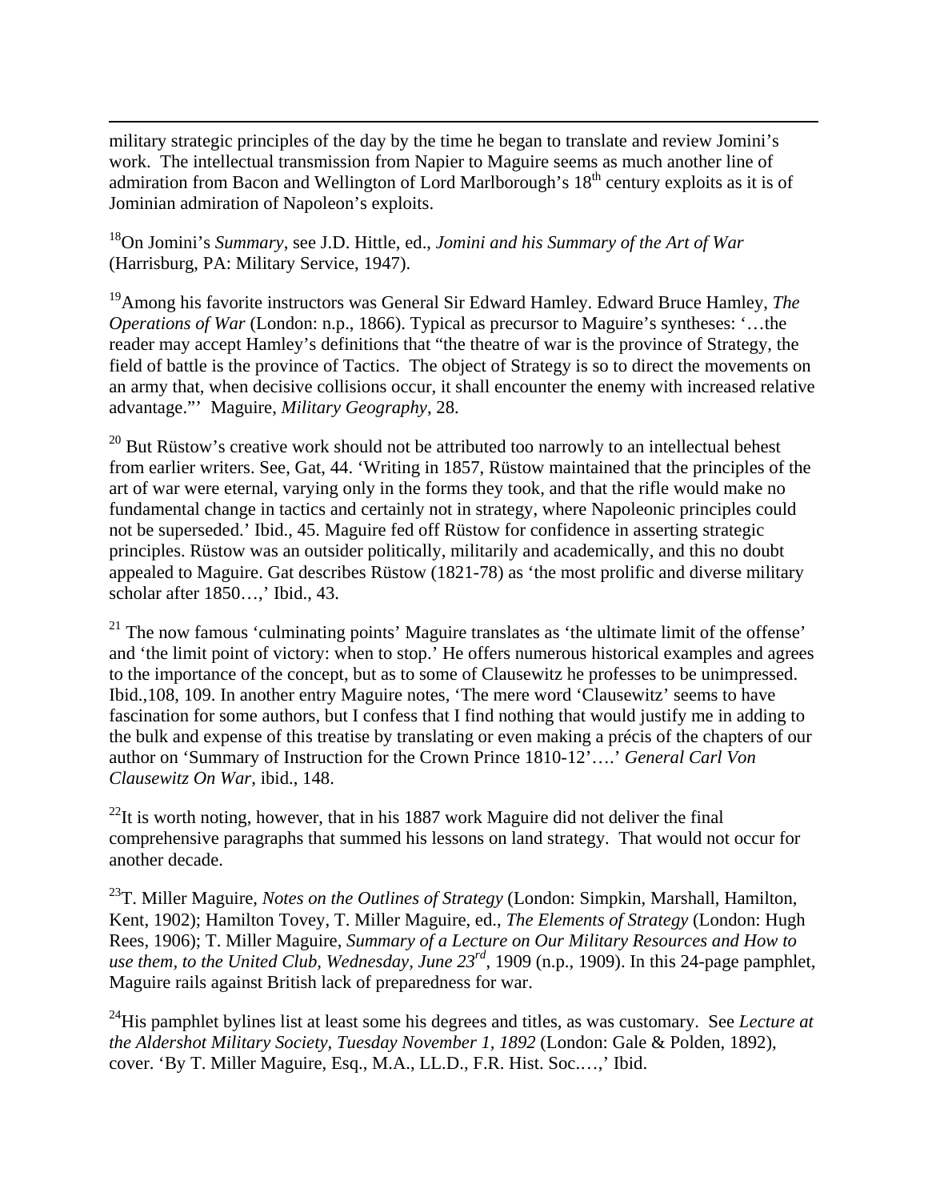military strategic principles of the day by the time he began to translate and review Jomini's work. The intellectual transmission from Napier to Maguire seems as much another line of admiration from Bacon and Wellington of Lord Marlborough's 18th century exploits as it is of Jominian admiration of Napoleon's exploits.

[18]On Jomini's *Summary*, see J.D. Hittle, ed., *Jomini and his Summary of the Art of War* (Harrisburg, PA: Military Service, 1947).

[19]Among his favorite instructors was General Sir Edward Hamley. Edward Bruce Hamley, *The Operations of War* (London: n.p., 1866). Typical as precursor to Maguire's syntheses: '…the reader may accept Hamley's definitions that "the theatre of war is the province of Strategy, the field of battle is the province of Tactics. The object of Strategy is so to direct the movements on an army that, when decisive collisions occur, it shall encounter the enemy with increased relative advantage."' Maguire, *Military Geography*, 28.

[20] But Rüstow's creative work should not be attributed too narrowly to an intellectual behest from earlier writers. See, Gat, 44. 'Writing in 1857, Rüstow maintained that the principles of the art of war were eternal, varying only in the forms they took, and that the rifle would make no fundamental change in tactics and certainly not in strategy, where Napoleonic principles could not be superseded.' Ibid., 45. Maguire fed off Rüstow for confidence in asserting strategic principles. Rüstow was an outsider politically, militarily and academically, and this no doubt appealed to Maguire. Gat describes Rüstow (1821-78) as 'the most prolific and diverse military scholar after 1850…,' Ibid., 43.

[21] The now famous 'culminating points' Maguire translates as 'the ultimate limit of the offense' and 'the limit point of victory: when to stop.' He offers numerous historical examples and agrees to the importance of the concept, but as to some of Clausewitz he professes to be unimpressed. Ibid.,108, 109. In another entry Maguire notes, 'The mere word 'Clausewitz' seems to have fascination for some authors, but I confess that I find nothing that would justify me in adding to the bulk and expense of this treatise by translating or even making a précis of the chapters of our author on 'Summary of Instruction for the Crown Prince 1810-12'….' *General Carl Von Clausewitz On War*, ibid., 148.

[22]It is worth noting, however, that in his 1887 work Maguire did not deliver the final comprehensive paragraphs that summed his lessons on land strategy. That would not occur for another decade.

[23]T. Miller Maguire, *Notes on the Outlines of Strategy* (London: Simpkin, Marshall, Hamilton, Kent, 1902); Hamilton Tovey, T. Miller Maguire, ed., *The Elements of Strategy* (London: Hugh Rees, 1906); T. Miller Maguire, *Summary of a Lecture on Our Military Resources and How to use them, to the United Club, Wednesday, June 23rd*, 1909 (n.p., 1909). In this 24-page pamphlet, Maguire rails against British lack of preparedness for war.

[24]His pamphlet bylines list at least some his degrees and titles, as was customary. See *Lecture at the Aldershot Military Society, Tuesday November 1, 1892* (London: Gale & Polden, 1892), cover. 'By T. Miller Maguire, Esq., M.A., LL.D., F.R. Hist. Soc.…,' Ibid.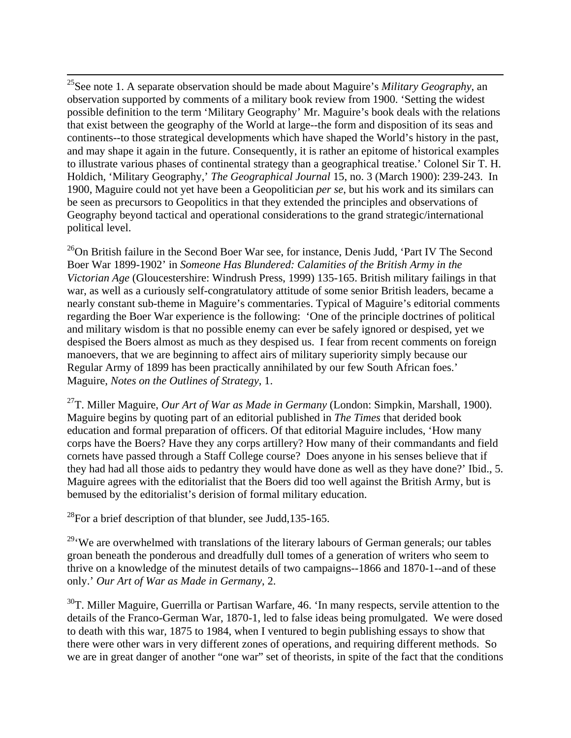[25]See note 1. A separate observation should be made about Maguire's *Military Geography*, an observation supported by comments of a military book review from 1900. 'Setting the widest possible definition to the term 'Military Geography' Mr. Maguire's book deals with the relations that exist between the geography of the World at large--the form and disposition of its seas and continents--to those strategical developments which have shaped the World's history in the past, and may shape it again in the future. Consequently, it is rather an epitome of historical examples to illustrate various phases of continental strategy than a geographical treatise.' Colonel Sir T. H. Holdich, 'Military Geography,' *The Geographical Journal* 15, no. 3 (March 1900): 239-243. In 1900, Maguire could not yet have been a Geopolitician *per se*, but his work and its similars can be seen as precursors to Geopolitics in that they extended the principles and observations of Geography beyond tactical and operational considerations to the grand strategic/international political level.

[26]On British failure in the Second Boer War see, for instance, Denis Judd, 'Part IV The Second Boer War 1899-1902' in *Someone Has Blundered: Calamities of the British Army in the Victorian Age* (Gloucestershire: Windrush Press, 1999) 135-165. British military failings in that war, as well as a curiously self-congratulatory attitude of some senior British leaders, became a nearly constant sub-theme in Maguire's commentaries. Typical of Maguire's editorial comments regarding the Boer War experience is the following: 'One of the principle doctrines of political and military wisdom is that no possible enemy can ever be safely ignored or despised, yet we despised the Boers almost as much as they despised us. I fear from recent comments on foreign manoevers, that we are beginning to affect airs of military superiority simply because our Regular Army of 1899 has been practically annihilated by our few South African foes.' Maguire, *Notes on the Outlines of Strategy*, 1.

[27]T. Miller Maguire, *Our Art of War as Made in Germany* (London: Simpkin, Marshall, 1900). Maguire begins by quoting part of an editorial published in *The Times* that derided book education and formal preparation of officers. Of that editorial Maguire includes, 'How many corps have the Boers? Have they any corps artillery? How many of their commandants and field cornets have passed through a Staff College course? Does anyone in his senses believe that if they had had all those aids to pedantry they would have done as well as they have done?' Ibid., 5. Maguire agrees with the editorialist that the Boers did too well against the British Army, but is bemused by the editorialist's derision of formal military education.

[28]For a brief description of that blunder, see Judd,135-165.

[29]'We are overwhelmed with translations of the literary labours of German generals; our tables groan beneath the ponderous and dreadfully dull tomes of a generation of writers who seem to thrive on a knowledge of the minutest details of two campaigns--1866 and 1870-1--and of these only.' *Our Art of War as Made in Germany*, 2.

[30]T. Miller Maguire, Guerrilla or Partisan Warfare, 46. 'In many respects, servile attention to the details of the Franco-German War, 1870-1, led to false ideas being promulgated. We were dosed to death with this war, 1875 to 1984, when I ventured to begin publishing essays to show that there were other wars in very different zones of operations, and requiring different methods. So we are in great danger of another "one war" set of theorists, in spite of the fact that the conditions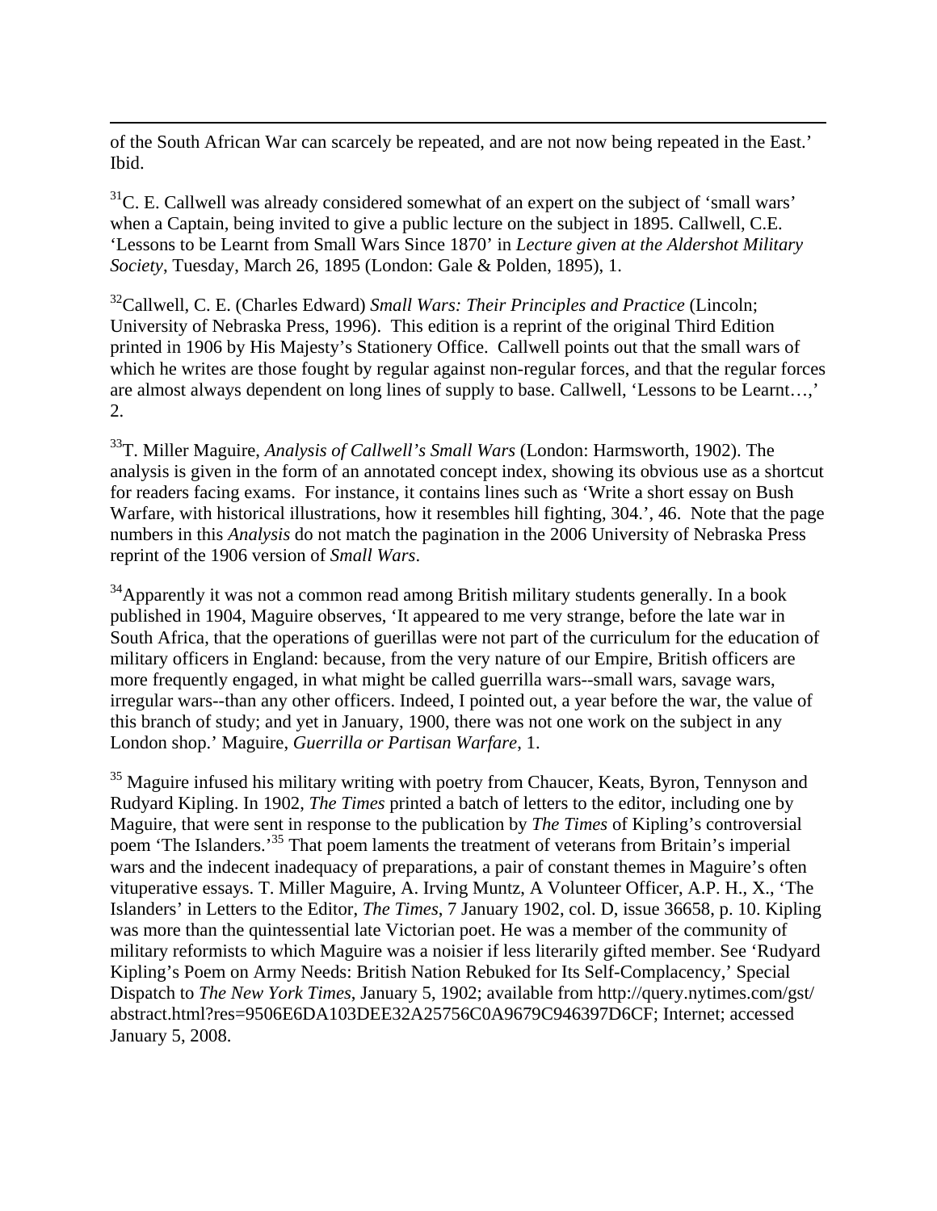of the South African War can scarcely be repeated, and are not now being repeated in the East.' Ibid.

[31]C. E. Callwell was already considered somewhat of an expert on the subject of 'small wars' when a Captain, being invited to give a public lecture on the subject in 1895. Callwell, C.E. 'Lessons to be Learnt from Small Wars Since 1870' in *Lecture given at the Aldershot Military Society*, Tuesday, March 26, 1895 (London: Gale & Polden, 1895), 1.

[32]Callwell, C. E. (Charles Edward) *Small Wars: Their Principles and Practice* (Lincoln; University of Nebraska Press, 1996). This edition is a reprint of the original Third Edition printed in 1906 by His Majesty's Stationery Office. Callwell points out that the small wars of which he writes are those fought by regular against non-regular forces, and that the regular forces are almost always dependent on long lines of supply to base. Callwell, 'Lessons to be Learnt…,' 2.

[33]T. Miller Maguire, *Analysis of Callwell's Small Wars* (London: Harmsworth, 1902). The analysis is given in the form of an annotated concept index, showing its obvious use as a shortcut for readers facing exams. For instance, it contains lines such as 'Write a short essay on Bush Warfare, with historical illustrations, how it resembles hill fighting, 304.', 46. Note that the page numbers in this *Analysis* do not match the pagination in the 2006 University of Nebraska Press reprint of the 1906 version of *Small Wars*.

[34]Apparently it was not a common read among British military students generally. In a book published in 1904, Maguire observes, 'It appeared to me very strange, before the late war in South Africa, that the operations of guerillas were not part of the curriculum for the education of military officers in England: because, from the very nature of our Empire, British officers are more frequently engaged, in what might be called guerrilla wars--small wars, savage wars, irregular wars--than any other officers. Indeed, I pointed out, a year before the war, the value of this branch of study; and yet in January, 1900, there was not one work on the subject in any London shop.' Maguire, *Guerrilla or Partisan Warfare*, 1.

[35] Maguire infused his military writing with poetry from Chaucer, Keats, Byron, Tennyson and Rudyard Kipling. In 1902, *The Times* printed a batch of letters to the editor, including one by Maguire, that were sent in response to the publication by *The Times* of Kipling's controversial poem 'The Islanders.'[35] That poem laments the treatment of veterans from Britain's imperial wars and the indecent inadequacy of preparations, a pair of constant themes in Maguire's often vituperative essays. T. Miller Maguire, A. Irving Muntz, A Volunteer Officer, A.P. H., X., 'The Islanders' in Letters to the Editor, *The Times*, 7 January 1902, col. D, issue 36658, p. 10. Kipling was more than the quintessential late Victorian poet. He was a member of the community of military reformists to which Maguire was a noisier if less literarily gifted member. See 'Rudyard Kipling's Poem on Army Needs: British Nation Rebuked for Its Self-Complacency,' Special Dispatch to *The New York Times*, January 5, 1902; available from http://query.nytimes.com/gst/abstract.html?res=9506E6DA103DEE32A25756C0A9679C946397D6CF; Internet; accessed January 5, 2008.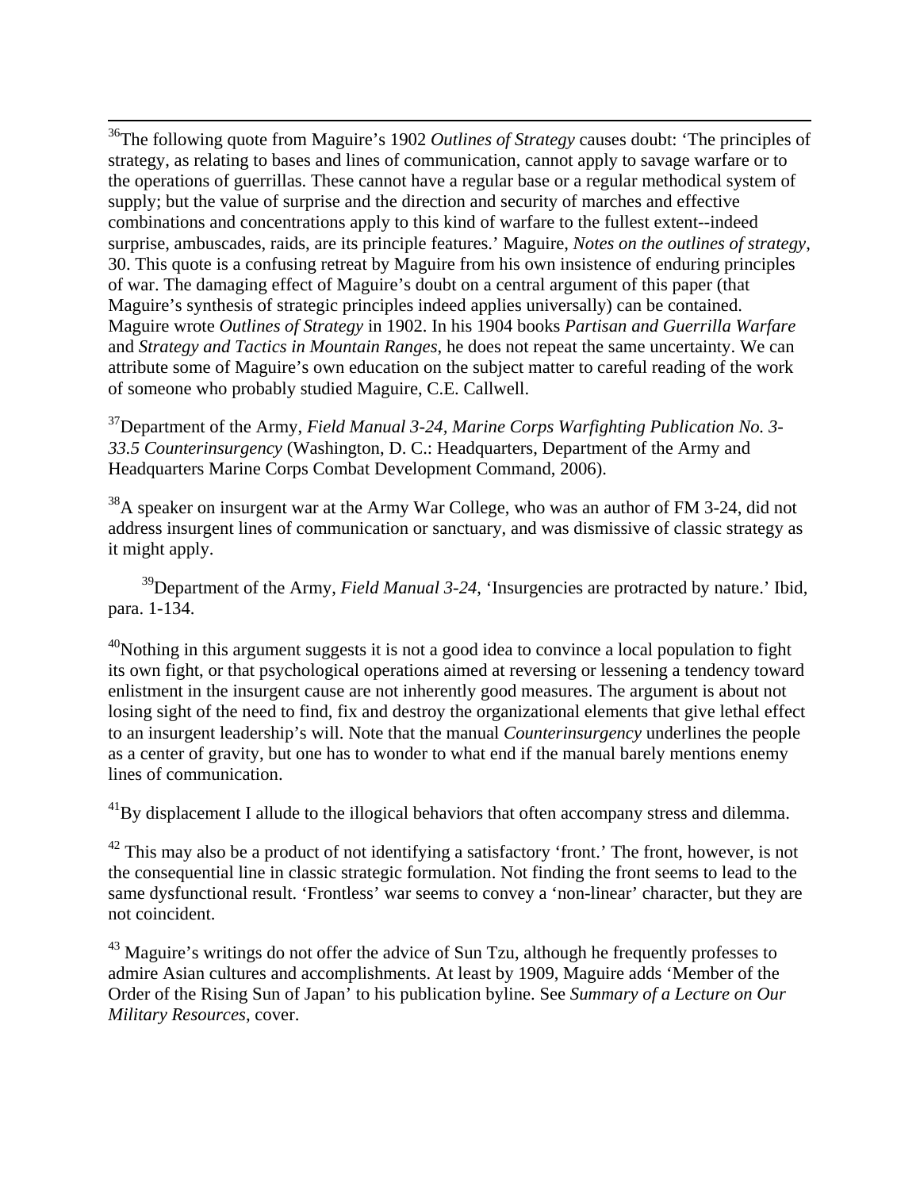[36]The following quote from Maguire's 1902 *Outlines of Strategy* causes doubt: 'The principles of strategy, as relating to bases and lines of communication, cannot apply to savage warfare or to the operations of guerrillas. These cannot have a regular base or a regular methodical system of supply; but the value of surprise and the direction and security of marches and effective combinations and concentrations apply to this kind of warfare to the fullest extent--indeed surprise, ambuscades, raids, are its principle features.' Maguire, *Notes on the outlines of strategy*, 30. This quote is a confusing retreat by Maguire from his own insistence of enduring principles of war. The damaging effect of Maguire's doubt on a central argument of this paper (that Maguire's synthesis of strategic principles indeed applies universally) can be contained. Maguire wrote *Outlines of Strategy* in 1902. In his 1904 books *Partisan and Guerrilla Warfare* and *Strategy and Tactics in Mountain Ranges*, he does not repeat the same uncertainty. We can attribute some of Maguire's own education on the subject matter to careful reading of the work of someone who probably studied Maguire, C.E. Callwell.

[37]Department of the Army, *Field Manual 3-24, Marine Corps Warfighting Publication No. 3-33.5 Counterinsurgency* (Washington, D. C.: Headquarters, Department of the Army and Headquarters Marine Corps Combat Development Command, 2006).

[38]A speaker on insurgent war at the Army War College, who was an author of FM 3-24, did not address insurgent lines of communication or sanctuary, and was dismissive of classic strategy as it might apply.

[39]Department of the Army, *Field Manual 3-24*, 'Insurgencies are protracted by nature.' Ibid, para. 1-134.

[40]Nothing in this argument suggests it is not a good idea to convince a local population to fight its own fight, or that psychological operations aimed at reversing or lessening a tendency toward enlistment in the insurgent cause are not inherently good measures. The argument is about not losing sight of the need to find, fix and destroy the organizational elements that give lethal effect to an insurgent leadership's will. Note that the manual *Counterinsurgency* underlines the people as a center of gravity, but one has to wonder to what end if the manual barely mentions enemy lines of communication.

[41]By displacement I allude to the illogical behaviors that often accompany stress and dilemma.

[42] This may also be a product of not identifying a satisfactory 'front.' The front, however, is not the consequential line in classic strategic formulation. Not finding the front seems to lead to the same dysfunctional result. 'Frontless' war seems to convey a 'non-linear' character, but they are not coincident.

[43] Maguire's writings do not offer the advice of Sun Tzu, although he frequently professes to admire Asian cultures and accomplishments. At least by 1909, Maguire adds 'Member of the Order of the Rising Sun of Japan' to his publication byline. See *Summary of a Lecture on Our Military Resources*, cover.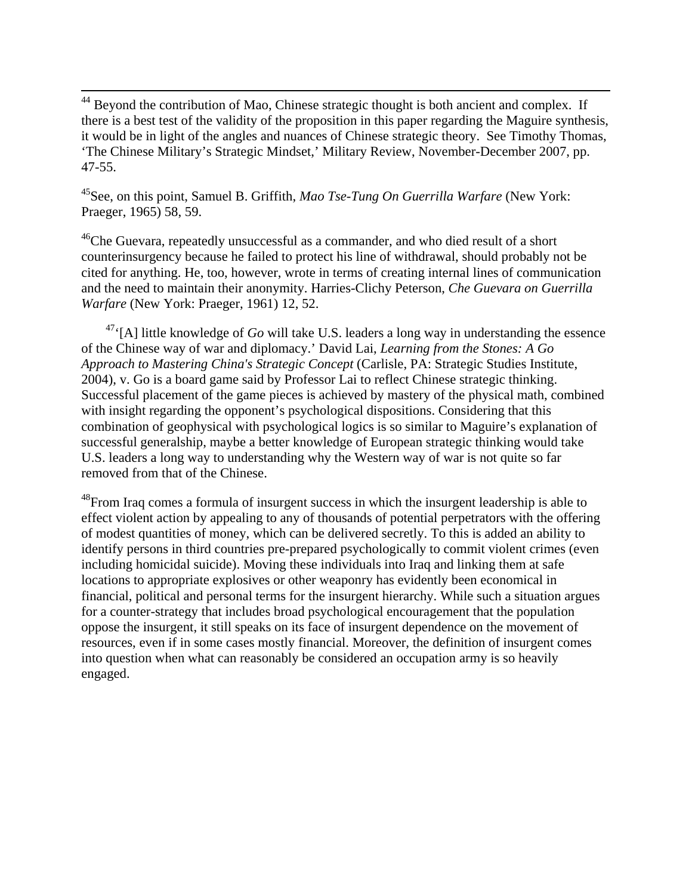[44] Beyond the contribution of Mao, Chinese strategic thought is both ancient and complex. If there is a best test of the validity of the proposition in this paper regarding the Maguire synthesis, it would be in light of the angles and nuances of Chinese strategic theory. See Timothy Thomas, 'The Chinese Military's Strategic Mindset,' Military Review, November-December 2007, pp. 47-55.

[45]See, on this point, Samuel B. Griffith, *Mao Tse-Tung On Guerrilla Warfare* (New York: Praeger, 1965) 58, 59.

[46]Che Guevara, repeatedly unsuccessful as a commander, and who died result of a short counterinsurgency because he failed to protect his line of withdrawal, should probably not be cited for anything. He, too, however, wrote in terms of creating internal lines of communication and the need to maintain their anonymity. Harries-Clichy Peterson, *Che Guevara on Guerrilla Warfare* (New York: Praeger, 1961) 12, 52.

[47]'[A] little knowledge of *Go* will take U.S. leaders a long way in understanding the essence of the Chinese way of war and diplomacy.' David Lai, *Learning from the Stones: A Go Approach to Mastering China's Strategic Concept* (Carlisle, PA: Strategic Studies Institute, 2004), v. Go is a board game said by Professor Lai to reflect Chinese strategic thinking. Successful placement of the game pieces is achieved by mastery of the physical math, combined with insight regarding the opponent's psychological dispositions. Considering that this combination of geophysical with psychological logics is so similar to Maguire's explanation of successful generalship, maybe a better knowledge of European strategic thinking would take U.S. leaders a long way to understanding why the Western way of war is not quite so far removed from that of the Chinese.

[48]From Iraq comes a formula of insurgent success in which the insurgent leadership is able to effect violent action by appealing to any of thousands of potential perpetrators with the offering of modest quantities of money, which can be delivered secretly. To this is added an ability to identify persons in third countries pre-prepared psychologically to commit violent crimes (even including homicidal suicide). Moving these individuals into Iraq and linking them at safe locations to appropriate explosives or other weaponry has evidently been economical in financial, political and personal terms for the insurgent hierarchy. While such a situation argues for a counter-strategy that includes broad psychological encouragement that the population oppose the insurgent, it still speaks on its face of insurgent dependence on the movement of resources, even if in some cases mostly financial. Moreover, the definition of insurgent comes into question when what can reasonably be considered an occupation army is so heavily engaged.